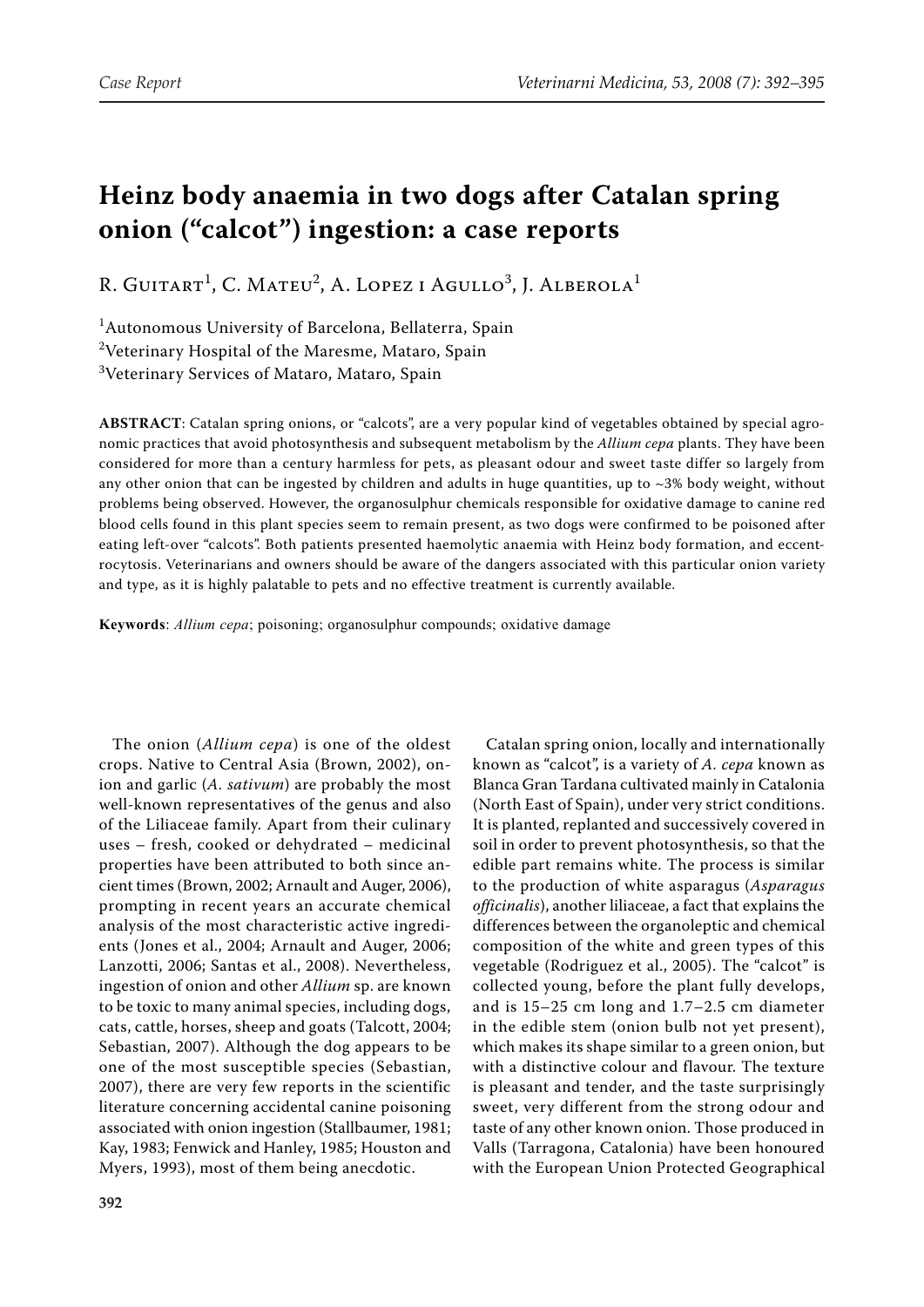Case Report

# Heinz body anaemia in two dogs after Catalan spring onion ("calcot") ingestion: a case reports

R. Guitart[1], C. Mateu[2], A. Lopez i Agullo[3], J. Alberola[1]

[1]Autonomous University of Barcelona, Bellaterra, Spain
[2]Veterinary Hospital of the Maresme, Mataro, Spain
[3]Veterinary Services of Mataro, Mataro, Spain

**ABSTRACT**: Catalan spring onions, or "calcots", are a very popular kind of vegetables obtained by special agronomic practices that avoid photosynthesis and subsequent metabolism by the *Allium cepa* plants. They have been considered for more than a century harmless for pets, as pleasant odour and sweet taste differ so largely from any other onion that can be ingested by children and adults in huge quantities, up to ~3% body weight, without problems being observed. However, the organosulphur chemicals responsible for oxidative damage to canine red blood cells found in this plant species seem to remain present, as two dogs were confirmed to be poisoned after eating left-over "calcots". Both patients presented haemolytic anaemia with Heinz body formation, and eccentrocytosis. Veterinarians and owners should be aware of the dangers associated with this particular onion variety and type, as it is highly palatable to pets and no effective treatment is currently available.

**Keywords**: *Allium cepa*; poisoning; organosulphur compounds; oxidative damage

The onion (*Allium cepa*) is one of the oldest crops. Native to Central Asia (Brown, 2002), onion and garlic (*A. sativum*) are probably the most well-known representatives of the genus and also of the Liliaceae family. Apart from their culinary uses – fresh, cooked or dehydrated – medicinal properties have been attributed to both since ancient times (Brown, 2002; Arnault and Auger, 2006), prompting in recent years an accurate chemical analysis of the most characteristic active ingredients (Jones et al., 2004; Arnault and Auger, 2006; Lanzotti, 2006; Santas et al., 2008). Nevertheless, ingestion of onion and other *Allium* sp. are known to be toxic to many animal species, including dogs, cats, cattle, horses, sheep and goats (Talcott, 2004; Sebastian, 2007). Although the dog appears to be one of the most susceptible species (Sebastian, 2007), there are very few reports in the scientific literature concerning accidental canine poisoning associated with onion ingestion (Stallbaumer, 1981; Kay, 1983; Fenwick and Hanley, 1985; Houston and Myers, 1993), most of them being anecdotic.

Catalan spring onion, locally and internationally known as "calcot", is a variety of *A. cepa* known as Blanca Gran Tardana cultivated mainly in Catalonia (North East of Spain), under very strict conditions. It is planted, replanted and successively covered in soil in order to prevent photosynthesis, so that the edible part remains white. The process is similar to the production of white asparagus (*Asparagus officinalis*), another liliaceae, a fact that explains the differences between the organoleptic and chemical composition of the white and green types of this vegetable (Rodriguez et al., 2005). The "calcot" is collected young, before the plant fully develops, and is 15–25 cm long and 1.7–2.5 cm diameter in the edible stem (onion bulb not yet present), which makes its shape similar to a green onion, but with a distinctive colour and flavour. The texture is pleasant and tender, and the taste surprisingly sweet, very different from the strong odour and taste of any other known onion. Those produced in Valls (Tarragona, Catalonia) have been honoured with the European Union Protected Geographical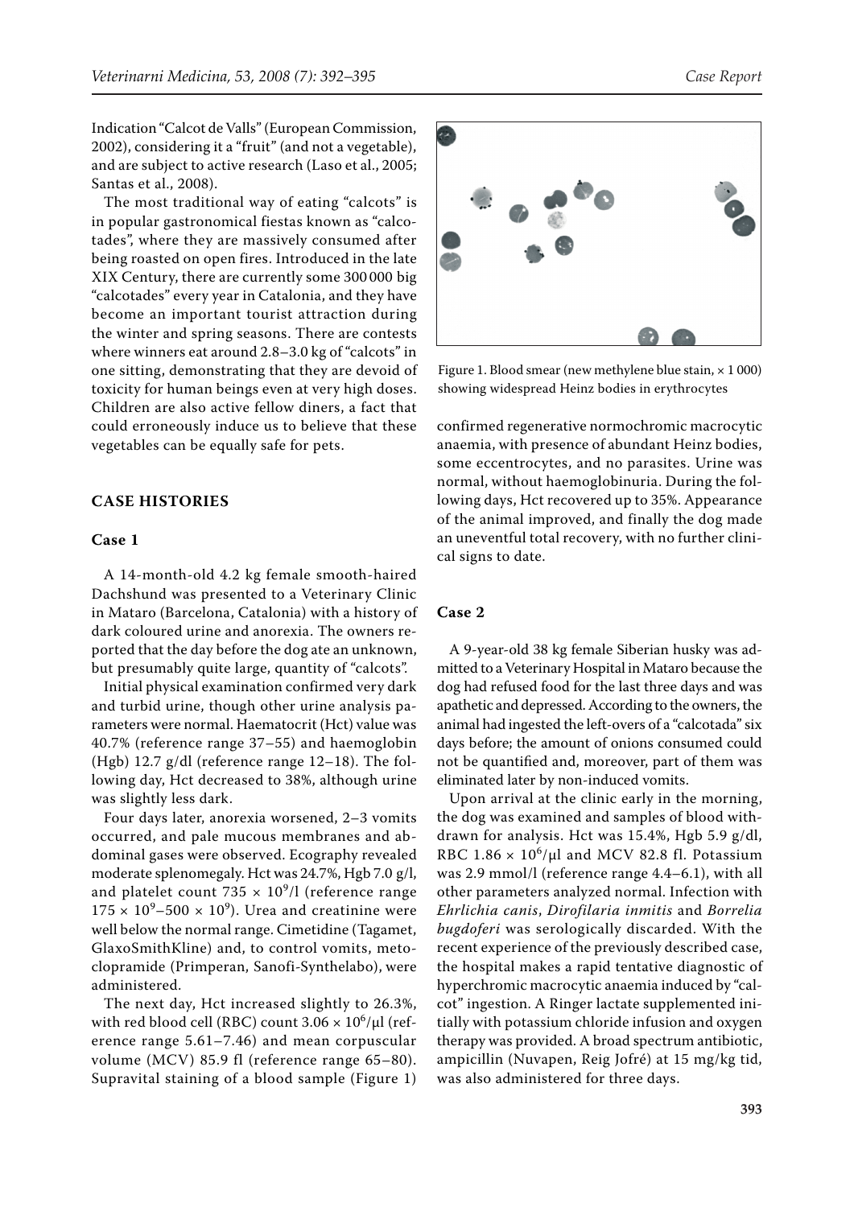Indication "Calcot de Valls" (European Commission, 2002), considering it a "fruit" (and not a vegetable), and are subject to active research (Laso et al., 2005; Santas et al., 2008).

The most traditional way of eating "calcots" is in popular gastronomical fiestas known as "calcotades", where they are massively consumed after being roasted on open fires. Introduced in the late XIX Century, there are currently some 300 000 big "calcotades" every year in Catalonia, and they have become an important tourist attraction during the winter and spring seasons. There are contests where winners eat around 2.8–3.0 kg of "calcots" in one sitting, demonstrating that they are devoid of toxicity for human beings even at very high doses. Children are also active fellow diners, a fact that could erroneously induce us to believe that these vegetables can be equally safe for pets.

## CASE HISTORIES

### Case 1

A 14-month-old 4.2 kg female smooth-haired Dachshund was presented to a Veterinary Clinic in Mataro (Barcelona, Catalonia) with a history of dark coloured urine and anorexia. The owners reported that the day before the dog ate an unknown, but presumably quite large, quantity of "calcots".

Initial physical examination confirmed very dark and turbid urine, though other urine analysis parameters were normal. Haematocrit (Hct) value was 40.7% (reference range 37–55) and haemoglobin (Hgb) 12.7 g/dl (reference range 12–18). The following day, Hct decreased to 38%, although urine was slightly less dark.

Four days later, anorexia worsened, 2–3 vomits occurred, and pale mucous membranes and abdominal gases were observed. Ecography revealed moderate splenomegaly. Hct was 24.7%, Hgb 7.0 g/l, and platelet count $735 \times 10^9$/l (reference range $175 \times 10^9$–$500 \times 10^9$). Urea and creatinine were well below the normal range. Cimetidine (Tagamet, GlaxoSmithKline) and, to control vomits, metoclopramide (Primperan, Sanofi-Synthelabo), were administered.

The next day, Hct increased slightly to 26.3%, with red blood cell (RBC) count $3.06 \times 10^6$/μl (reference range 5.61–7.46) and mean corpuscular volume (MCV) 85.9 fl (reference range 65–80). Supravital staining of a blood sample (Figure 1) confirmed regenerative normochromic macrocytic anaemia, with presence of abundant Heinz bodies, some eccentrocytes, and no parasites. Urine was normal, without haemoglobinuria. During the following days, Hct recovered up to 35%. Appearance of the animal improved, and finally the dog made an uneventful total recovery, with no further clinical signs to date.

Figure 1. Blood smear (new methylene blue stain, × 1 000) showing widespread Heinz bodies in erythrocytes

### Case 2

A 9-year-old 38 kg female Siberian husky was admitted to a Veterinary Hospital in Mataro because the dog had refused food for the last three days and was apathetic and depressed. According to the owners, the animal had ingested the left-overs of a "calcotada" six days before; the amount of onions consumed could not be quantified and, moreover, part of them was eliminated later by non-induced vomits.

Upon arrival at the clinic early in the morning, the dog was examined and samples of blood withdrawn for analysis. Hct was 15.4%, Hgb 5.9 g/dl, RBC $1.86 \times 10^6$/μl and MCV 82.8 fl. Potassium was 2.9 mmol/l (reference range 4.4–6.1), with all other parameters analyzed normal. Infection with *Ehrlichia canis*, *Dirofilaria inmitis* and *Borrelia bugdoferi* was serologically discarded. With the recent experience of the previously described case, the hospital makes a rapid tentative diagnostic of hyperchromic macrocytic anaemia induced by "calcot" ingestion. A Ringer lactate supplemented initially with potassium chloride infusion and oxygen therapy was provided. A broad spectrum antibiotic, ampicillin (Nuvapen, Reig Jofré) at 15 mg/kg tid, was also administered for three days.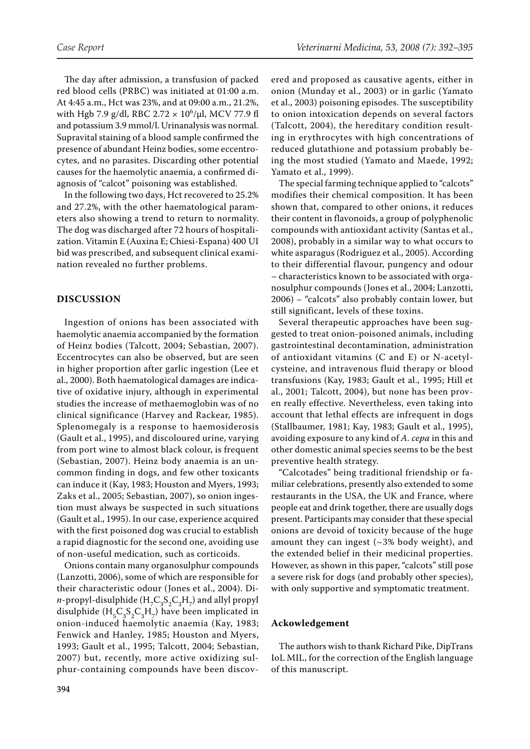The day after admission, a transfusion of packed red blood cells (PRBC) was initiated at 01:00 a.m. At 4:45 a.m., Hct was 23%, and at 09:00 a.m., 21.2%, with Hgb 7.9 g/dl, RBC $2.72 \times 10^6$/μl, MCV 77.9 fl and potassium 3.9 mmol/l. Urinanalysis was normal. Supravital staining of a blood sample confirmed the presence of abundant Heinz bodies, some eccentrocytes, and no parasites. Discarding other potential causes for the haemolytic anaemia, a confirmed diagnosis of "calcot" poisoning was established.

In the following two days, Hct recovered to 25.2% and 27.2%, with the other haematological parameters also showing a trend to return to normality. The dog was discharged after 72 hours of hospitalization. Vitamin E (Auxina E; Chiesi-Espana) 400 UI bid was prescribed, and subsequent clinical examination revealed no further problems.

## DISCUSSION

Ingestion of onions has been associated with haemolytic anaemia accompanied by the formation of Heinz bodies (Talcott, 2004; Sebastian, 2007). Eccentrocytes can also be observed, but are seen in higher proportion after garlic ingestion (Lee et al., 2000). Both haematological damages are indicative of oxidative injury, although in experimental studies the increase of methaemoglobin was of no clinical significance (Harvey and Rackear, 1985). Splenomegaly is a response to haemosiderosis (Gault et al., 1995), and discoloured urine, varying from port wine to almost black colour, is frequent (Sebastian, 2007). Heinz body anaemia is an uncommon finding in dogs, and few other toxicants can induce it (Kay, 1983; Houston and Myers, 1993; Zaks et al., 2005; Sebastian, 2007), so onion ingestion must always be suspected in such situations (Gault et al., 1995). In our case, experience acquired with the first poisoned dog was crucial to establish a rapid diagnostic for the second one, avoiding use of non-useful medication, such as corticoids.

Onions contain many organosulphur compounds (Lanzotti, 2006), some of which are responsible for their characteristic odour (Jones et al., 2004). Di-*n*-propyl-disulphide ($H_7C_3S_2C_3H_7$) and allyl propyl disulphide ($H_5C_3S_2C_3H_7$) have been implicated in onion-induced haemolytic anaemia (Kay, 1983; Fenwick and Hanley, 1985; Houston and Myers, 1993; Gault et al., 1995; Talcott, 2004; Sebastian, 2007) but, recently, more active oxidizing sulphur-containing compounds have been discovered and proposed as causative agents, either in onion (Munday et al., 2003) or in garlic (Yamato et al., 2003) poisoning episodes. The susceptibility to onion intoxication depends on several factors (Talcott, 2004), the hereditary condition resulting in erythrocytes with high concentrations of reduced glutathione and potassium probably being the most studied (Yamato and Maede, 1992; Yamato et al., 1999).

The special farming technique applied to "calcots" modifies their chemical composition. It has been shown that, compared to other onions, it reduces their content in flavonoids, a group of polyphenolic compounds with antioxidant activity (Santas et al., 2008), probably in a similar way to what occurs to white asparagus (Rodriguez et al., 2005). According to their differential flavour, pungency and odour – characteristics known to be associated with organosulphur compounds (Jones et al., 2004; Lanzotti, 2006) – "calcots" also probably contain lower, but still significant, levels of these toxins.

Several therapeutic approaches have been suggested to treat onion-poisoned animals, including gastrointestinal decontamination, administration of antioxidant vitamins (C and E) or N-acetylcysteine, and intravenous fluid therapy or blood transfusions (Kay, 1983; Gault et al., 1995; Hill et al., 2001; Talcott, 2004), but none has been proven really effective. Nevertheless, even taking into account that lethal effects are infrequent in dogs (Stallbaumer, 1981; Kay, 1983; Gault et al., 1995), avoiding exposure to any kind of *A. cepa* in this and other domestic animal species seems to be the best preventive health strategy.

"Calcotades" being traditional friendship or familiar celebrations, presently also extended to some restaurants in the USA, the UK and France, where people eat and drink together, there are usually dogs present. Participants may consider that these special onions are devoid of toxicity because of the huge amount they can ingest (~3% body weight), and the extended belief in their medicinal properties. However, as shown in this paper, "calcots" still pose a severe risk for dogs (and probably other species), with only supportive and symptomatic treatment.

## Ackowledgement

The authors wish to thank Richard Pike, DipTrans IoL MIL, for the correction of the English language of this manuscript.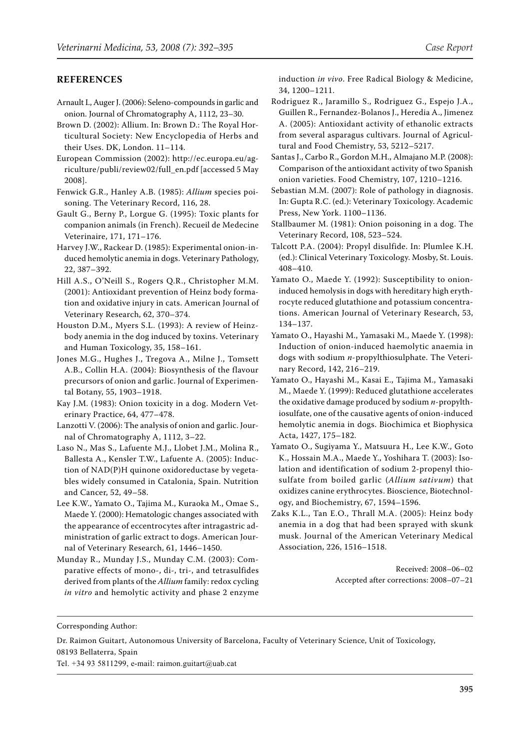## REFERENCES

Arnault I., Auger J. (2006): Seleno-compounds in garlic and onion. Journal of Chromatography A, 1112, 23–30.

Brown D. (2002): Allium. In: Brown D.: The Royal Horticultural Society: New Encyclopedia of Herbs and their Uses. DK, London. 11–114.

European Commission (2002): http://ec.europa.eu/agriculture/publi/review02/full_en.pdf [accessed 5 May 2008].

Fenwick G.R., Hanley A.B. (1985): *Allium* species poisoning. The Veterinary Record, 116, 28.

Gault G., Berny P., Lorgue G. (1995): Toxic plants for companion animals (in French). Recueil de Medecine Veterinaire, 171, 171–176.

Harvey J.W., Rackear D. (1985): Experimental onion-induced hemolytic anemia in dogs. Veterinary Pathology, 22, 387–392.

Hill A.S., O'Neill S., Rogers Q.R., Christopher M.M. (2001): Antioxidant prevention of Heinz body formation and oxidative injury in cats. American Journal of Veterinary Research, 62, 370–374.

Houston D.M., Myers S.L. (1993): A review of Heinz-body anemia in the dog induced by toxins. Veterinary and Human Toxicology, 35, 158–161.

Jones M.G., Hughes J., Tregova A., Milne J., Tomsett A.B., Collin H.A. (2004): Biosynthesis of the flavour precursors of onion and garlic. Journal of Experimental Botany, 55, 1903–1918.

Kay J.M. (1983): Onion toxicity in a dog. Modern Veterinary Practice, 64, 477–478.

Lanzotti V. (2006): The analysis of onion and garlic. Journal of Chromatography A, 1112, 3–22.

Laso N., Mas S., Lafuente M.J., Llobet J.M., Molina R., Ballesta A., Kensler T.W., Lafuente A. (2005): Induction of NAD(P)H quinone oxidoreductase by vegetables widely consumed in Catalonia, Spain. Nutrition and Cancer, 52, 49–58.

Lee K.W., Yamato O., Tajima M., Kuraoka M., Omae S., Maede Y. (2000): Hematologic changes associated with the appearance of eccentrocytes after intragastric administration of garlic extract to dogs. American Journal of Veterinary Research, 61, 1446–1450.

Munday R., Munday J.S., Munday C.M. (2003): Comparative effects of mono-, di-, tri-, and tetrasulfides derived from plants of the *Allium* family: redox cycling *in vitro* and hemolytic activity and phase 2 enzyme induction *in vivo*. Free Radical Biology & Medicine, 34, 1200–1211.

Rodriguez R., Jaramillo S., Rodriguez G., Espejo J.A., Guillen R., Fernandez-Bolanos J., Heredia A., Jimenez A. (2005): Antioxidant activity of ethanolic extracts from several asparagus cultivars. Journal of Agricultural and Food Chemistry, 53, 5212–5217.

Santas J., Carbo R., Gordon M.H., Almajano M.P. (2008): Comparison of the antioxidant activity of two Spanish onion varieties. Food Chemistry, 107, 1210–1216.

Sebastian M.M. (2007): Role of pathology in diagnosis. In: Gupta R.C. (ed.): Veterinary Toxicology. Academic Press, New York. 1100–1136.

Stallbaumer M. (1981): Onion poisoning in a dog. The Veterinary Record, 108, 523–524.

Talcott P.A. (2004): Propyl disulfide. In: Plumlee K.H. (ed.): Clinical Veterinary Toxicology. Mosby, St. Louis. 408–410.

Yamato O., Maede Y. (1992): Susceptibility to onion-induced hemolysis in dogs with hereditary high erythrocyte reduced glutathione and potassium concentrations. American Journal of Veterinary Research, 53, 134–137.

Yamato O., Hayashi M., Yamasaki M., Maede Y. (1998): Induction of onion-induced haemolytic anaemia in dogs with sodium *n*-propylthiosulphate. The Veterinary Record, 142, 216–219.

Yamato O., Hayashi M., Kasai E., Tajima M., Yamasaki M., Maede Y. (1999): Reduced glutathione accelerates the oxidative damage produced by sodium *n*-propylthiosulfate, one of the causative agents of onion-induced hemolytic anemia in dogs. Biochimica et Biophysica Acta, 1427, 175–182.

Yamato O., Sugiyama Y., Matsuura H., Lee K.W., Goto K., Hossain M.A., Maede Y., Yoshihara T. (2003): Isolation and identification of sodium 2-propenyl thiosulfate from boiled garlic (*Allium sativum*) that oxidizes canine erythrocytes. Bioscience, Biotechnology, and Biochemistry, 67, 1594–1596.

Zaks K.L., Tan E.O., Thrall M.A. (2005): Heinz body anemia in a dog that had been sprayed with skunk musk. Journal of the American Veterinary Medical Association, 226, 1516–1518.

Received: 2008–06–02
Accepted after corrections: 2008–07–21

---

Corresponding Author:

Dr. Raimon Guitart, Autonomous University of Barcelona, Faculty of Veterinary Science, Unit of Toxicology, 08193 Bellaterra, Spain

Tel. +34 93 5811299, e-mail: raimon.guitart@uab.cat